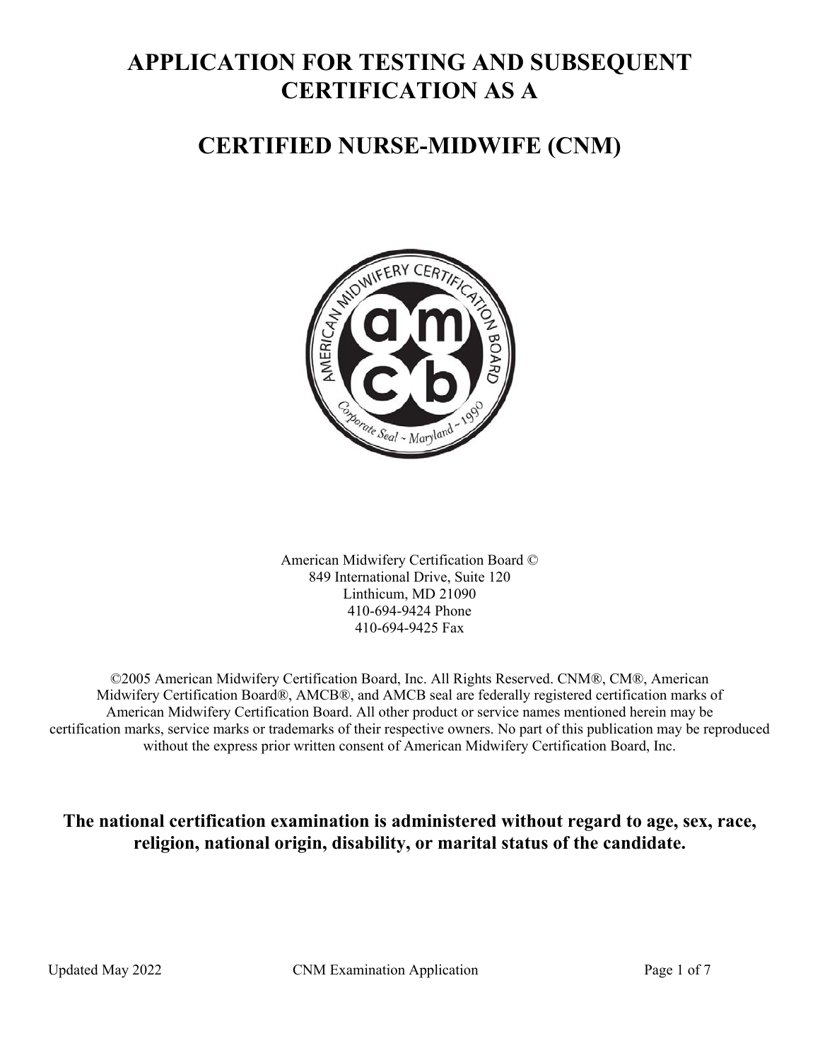# APPLICATION FOR TESTING AND SUBSEQUENT CERTIFICATION AS A

# CERTIFIED NURSE-MIDWIFE (CNM)

American Midwifery Certification Board ©
849 International Drive, Suite 120
Linthicum, MD 21090
410-694-9424 Phone
410-694-9425 Fax

©2005 American Midwifery Certification Board, Inc. All Rights Reserved. CNM®, CM®, American Midwifery Certification Board®, AMCB®, and AMCB seal are federally registered certification marks of American Midwifery Certification Board. All other product or service names mentioned herein may be certification marks, service marks or trademarks of their respective owners. No part of this publication may be reproduced without the express prior written consent of American Midwifery Certification Board, Inc.

**The national certification examination is administered without regard to age, sex, race, religion, national origin, disability, or marital status of the candidate.**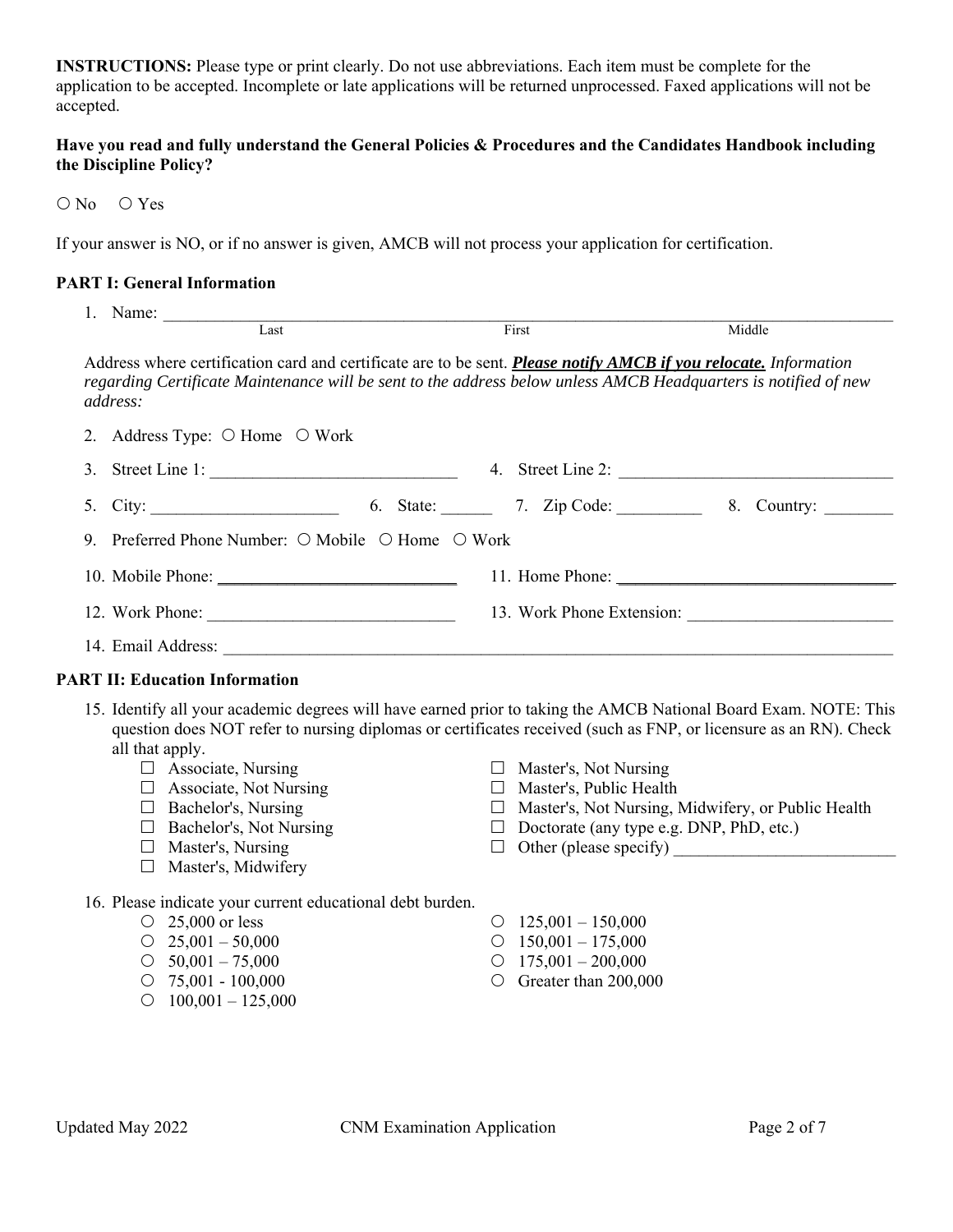**INSTRUCTIONS:** Please type or print clearly. Do not use abbreviations. Each item must be complete for the application to be accepted. Incomplete or late applications will be returned unprocessed. Faxed applications will not be accepted.

**Have you read and fully understand the General Policies & Procedures and the Candidates Handbook including the Discipline Policy?**

○ No ○ Yes

If your answer is NO, or if no answer is given, AMCB will not process your application for certification.

### PART I: General Information

1. Name: ______________________________________________
   Last First Middle

Address where certification card and certificate are to be sent. ***Please notify AMCB if you relocate.*** *Information regarding Certificate Maintenance will be sent to the address below unless AMCB Headquarters is notified of new address:*

2. Address Type: ○ Home ○ Work
3. Street Line 1: ____________________________
4. Street Line 2: ______________________________
5. City: _____________________
6. State: ______
7. Zip Code: __________
8. Country: ________
9. Preferred Phone Number: ○ Mobile ○ Home ○ Work
10. Mobile Phone: ____________________________
11. Home Phone: ________________________________
12. Work Phone: ____________________________
13. Work Phone Extension: ________________________
14. Email Address: __________________________________________________________

### PART II: Education Information

15. Identify all your academic degrees will have earned prior to taking the AMCB National Board Exam. NOTE: This question does NOT refer to nursing diplomas or certificates received (such as FNP, or licensure as an RN). Check all that apply.
    - ☐ Associate, Nursing
    - ☐ Associate, Not Nursing
    - ☐ Bachelor's, Nursing
    - ☐ Bachelor's, Not Nursing
    - ☐ Master's, Nursing
    - ☐ Master's, Midwifery
    - ☐ Master's, Not Nursing
    - ☐ Master's, Public Health
    - ☐ Master's, Not Nursing, Midwifery, or Public Health
    - ☐ Doctorate (any type e.g. DNP, PhD, etc.)
    - ☐ Other (please specify) __________________________

16. Please indicate your current educational debt burden.
    - ○ 25,000 or less
    - ○ 25,001 – 50,000
    - ○ 50,001 – 75,000
    - ○ 75,001 - 100,000
    - ○ 100,001 – 125,000
    - ○ 125,001 – 150,000
    - ○ 150,001 – 175,000
    - ○ 175,001 – 200,000
    - ○ Greater than 200,000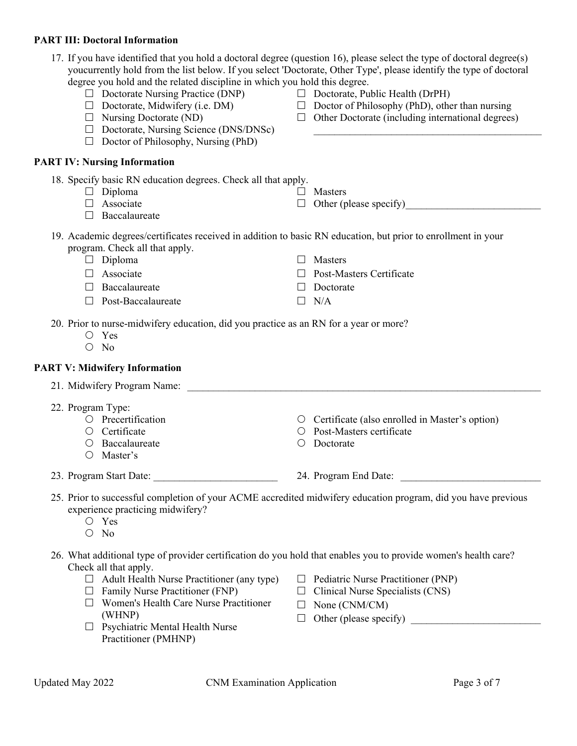**PART III: Doctoral Information**

17. If you have identified that you hold a doctoral degree (question 16), please select the type of doctoral degree(s) youcurrently hold from the list below. If you select 'Doctorate, Other Type', please identify the type of doctoral degree you hold and the related discipline in which you hold this degree.
    - ☐ Doctorate Nursing Practice (DNP)
    - ☐ Doctorate, Midwifery (i.e. DM)
    - ☐ Nursing Doctorate (ND)
    - ☐ Doctorate, Nursing Science (DNS/DNSc)
    - ☐ Doctor of Philosophy, Nursing (PhD)
    - ☐ Doctorate, Public Health (DrPH)
    - ☐ Doctor of Philosophy (PhD), other than nursing
    - ☐ Other Doctorate (including international degrees) ______________________________

**PART IV: Nursing Information**

18. Specify basic RN education degrees. Check all that apply.
    - ☐ Diploma
    - ☐ Associate
    - ☐ Baccalaureate
    - ☐ Masters
    - ☐ Other (please specify)__________________________

19. Academic degrees/certificates received in addition to basic RN education, but prior to enrollment in your program. Check all that apply.
    - ☐ Diploma
    - ☐ Associate
    - ☐ Baccalaureate
    - ☐ Post-Baccalaureate
    - ☐ Masters
    - ☐ Post-Masters Certificate
    - ☐ Doctorate
    - ☐ N/A

20. Prior to nurse-midwifery education, did you practice as an RN for a year or more?
    - ○ Yes
    - ○ No

**PART V: Midwifery Information**

21. Midwifery Program Name: ______________________________________________________________

22. Program Type:
    - ○ Precertification
    - ○ Certificate
    - ○ Baccalaureate
    - ○ Master's
    - ○ Certificate (also enrolled in Master's option)
    - ○ Post-Masters certificate
    - ○ Doctorate

23. Program Start Date: ________________________

24. Program End Date: ___________________________

25. Prior to successful completion of your ACME accredited midwifery education program, did you have previous experience practicing midwifery?
    - ○ Yes
    - ○ No

26. What additional type of provider certification do you hold that enables you to provide women's health care? Check all that apply.
    - ☐ Adult Health Nurse Practitioner (any type)
    - ☐ Family Nurse Practitioner (FNP)
    - ☐ Women's Health Care Nurse Practitioner (WHNP)
    - ☐ Psychiatric Mental Health Nurse Practitioner (PMHNP)
    - ☐ Pediatric Nurse Practitioner (PNP)
    - ☐ Clinical Nurse Specialists (CNS)
    - ☐ None (CNM/CM)
    - ☐ Other (please specify) _________________________

Updated May 2022 CNM Examination Application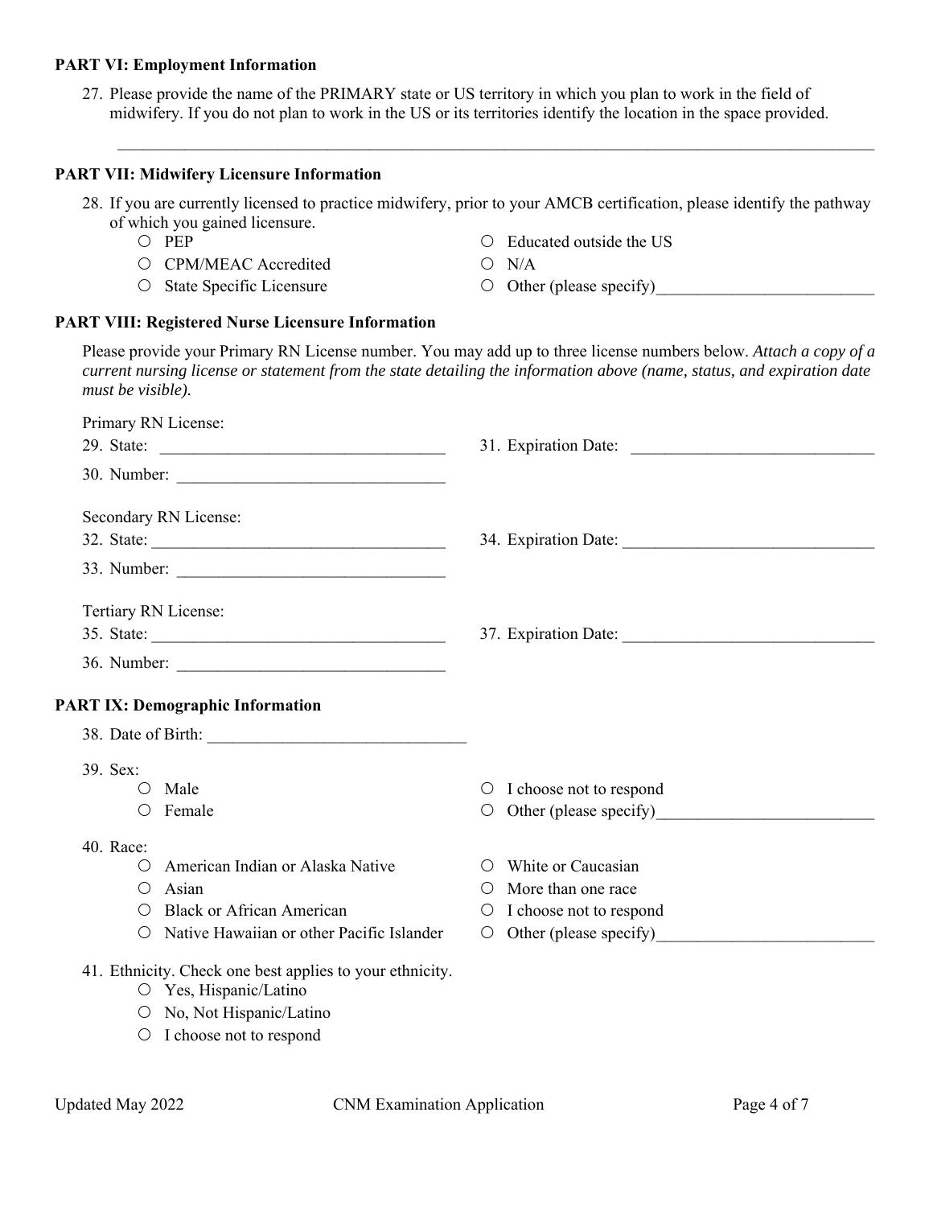**PART VI: Employment Information**

27. Please provide the name of the PRIMARY state or US territory in which you plan to work in the field of midwifery. If you do not plan to work in the US or its territories identify the location in the space provided.

_______________________________________________________________________________________

**PART VII: Midwifery Licensure Information**

28. If you are currently licensed to practice midwifery, prior to your AMCB certification, please identify the pathway of which you gained licensure.
    - ○ PEP
    - ○ CPM/MEAC Accredited
    - ○ State Specific Licensure
    - ○ Educated outside the US
    - ○ N/A
    - ○ Other (please specify)__________________________

**PART VIII: Registered Nurse Licensure Information**

Please provide your Primary RN License number. You may add up to three license numbers below. *Attach a copy of a current nursing license or statement from the state detailing the information above (name, status, and expiration date must be visible).*

Primary RN License:

29. State: ___________________________________
30. Number: ________________________________
31. Expiration Date: _____________________________

Secondary RN License:

32. State: ___________________________________
33. Number: ________________________________
34. Expiration Date: _____________________________

Tertiary RN License:

35. State: ___________________________________
36. Number: ________________________________
37. Expiration Date: _____________________________

**PART IX: Demographic Information**

38. Date of Birth: _______________________________

39. Sex:
    - ○ Male
    - ○ Female
    - ○ I choose not to respond
    - ○ Other (please specify)__________________________

40. Race:
    - ○ American Indian or Alaska Native
    - ○ Asian
    - ○ Black or African American
    - ○ Native Hawaiian or other Pacific Islander
    - ○ White or Caucasian
    - ○ More than one race
    - ○ I choose not to respond
    - ○ Other (please specify)__________________________

41. Ethnicity. Check one best applies to your ethnicity.
    - ○ Yes, Hispanic/Latino
    - ○ No, Not Hispanic/Latino
    - ○ I choose not to respond

Updated May 2022 CNM Examination Application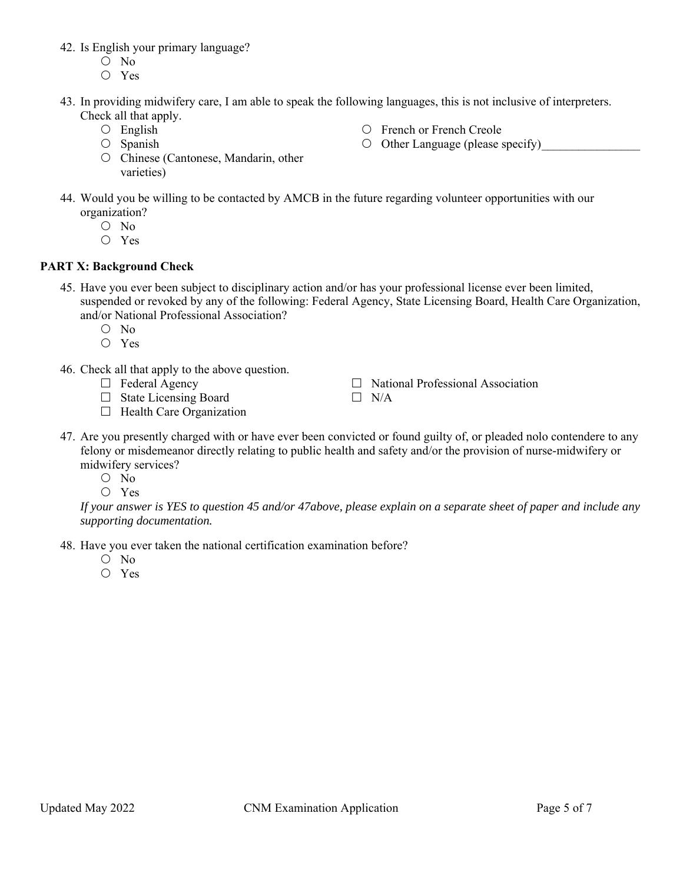42. Is English your primary language?
    - ○ No
    - ○ Yes

43. In providing midwifery care, I am able to speak the following languages, this is not inclusive of interpreters. Check all that apply.
    - ○ English
    - ○ Spanish
    - ○ Chinese (Cantonese, Mandarin, other varieties)
    - ○ French or French Creole
    - ○ Other Language (please specify)________________

44. Would you be willing to be contacted by AMCB in the future regarding volunteer opportunities with our organization?
    - ○ No
    - ○ Yes

**PART X: Background Check**

45. Have you ever been subject to disciplinary action and/or has your professional license ever been limited, suspended or revoked by any of the following: Federal Agency, State Licensing Board, Health Care Organization, and/or National Professional Association?
    - ○ No
    - ○ Yes

46. Check all that apply to the above question.
    - ☐ Federal Agency
    - ☐ State Licensing Board
    - ☐ Health Care Organization
    - ☐ National Professional Association
    - ☐ N/A

47. Are you presently charged with or have ever been convicted or found guilty of, or pleaded nolo contendere to any felony or misdemeanor directly relating to public health and safety and/or the provision of nurse-midwifery or midwifery services?
    - ○ No
    - ○ Yes

    *If your answer is YES to question 45 and/or 47above, please explain on a separate sheet of paper and include any supporting documentation.*

48. Have you ever taken the national certification examination before?
    - ○ No
    - ○ Yes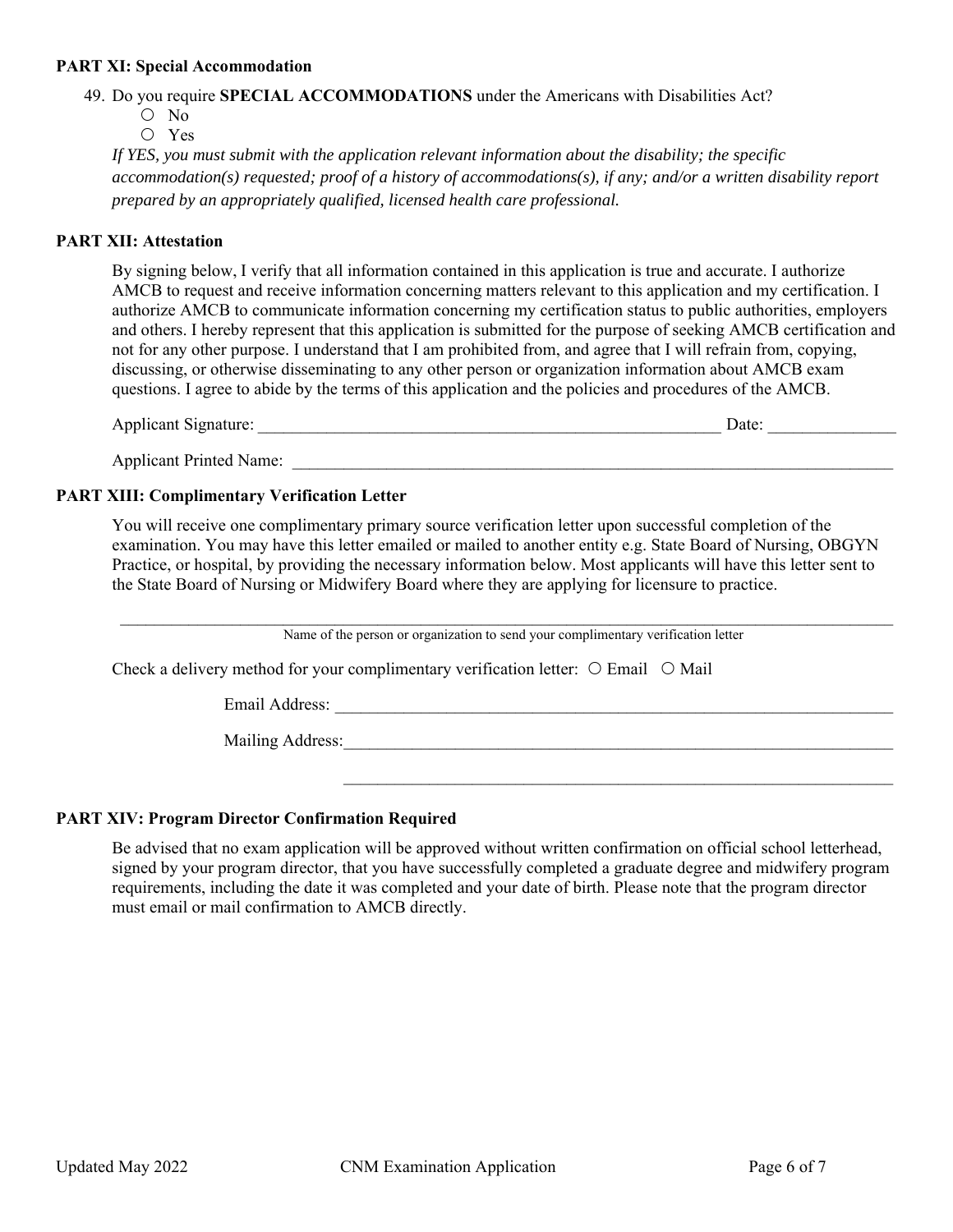**PART XI: Special Accommodation**

49. Do you require **SPECIAL ACCOMMODATIONS** under the Americans with Disabilities Act?
    - ○ No
    - ○ Yes

    *If YES, you must submit with the application relevant information about the disability; the specific accommodation(s) requested; proof of a history of accommodations(s), if any; and/or a written disability report prepared by an appropriately qualified, licensed health care professional.*

**PART XII: Attestation**

By signing below, I verify that all information contained in this application is true and accurate. I authorize AMCB to request and receive information concerning matters relevant to this application and my certification. I authorize AMCB to communicate information concerning my certification status to public authorities, employers and others. I hereby represent that this application is submitted for the purpose of seeking AMCB certification and not for any other purpose. I understand that I am prohibited from, and agree that I will refrain from, copying, discussing, or otherwise disseminating to any other person or organization information about AMCB exam questions. I agree to abide by the terms of this application and the policies and procedures of the AMCB.

Applicant Signature: ___________________________________________________________ Date: _______________

Applicant Printed Name: ___________________________________________________________________________

**PART XIII: Complimentary Verification Letter**

You will receive one complimentary primary source verification letter upon successful completion of the examination. You may have this letter emailed or mailed to another entity e.g. State Board of Nursing, OBGYN Practice, or hospital, by providing the necessary information below. Most applicants will have this letter sent to the State Board of Nursing or Midwifery Board where they are applying for licensure to practice.

______________________________________________________________________________________________

Name of the person or organization to send your complimentary verification letter

Check a delivery method for your complimentary verification letter: ○ Email ○ Mail

Email Address: ______________________________________________________________________

Mailing Address:_____________________________________________________________________

_____________________________________________________________________

**PART XIV: Program Director Confirmation Required**

Be advised that no exam application will be approved without written confirmation on official school letterhead, signed by your program director, that you have successfully completed a graduate degree and midwifery program requirements, including the date it was completed and your date of birth. Please note that the program director must email or mail confirmation to AMCB directly.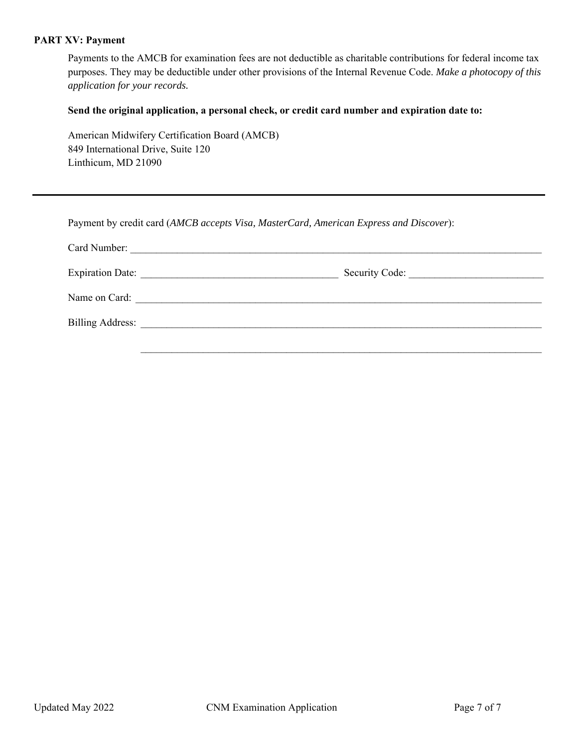**PART XV: Payment**

Payments to the AMCB for examination fees are not deductible as charitable contributions for federal income tax purposes. They may be deductible under other provisions of the Internal Revenue Code. *Make a photocopy of this application for your records.*

**Send the original application, a personal check, or credit card number and expiration date to:**

American Midwifery Certification Board (AMCB)
849 International Drive, Suite 120
Linthicum, MD 21090

---

Payment by credit card (*AMCB accepts Visa, MasterCard, American Express and Discover*):

Card Number: ______________________________________________________________________________

Expiration Date: ____________________________________ Security Code: ________________________

Name on Card: _____________________________________________________________________________

Billing Address: ____________________________________________________________________________

_____________________________________________________________________________